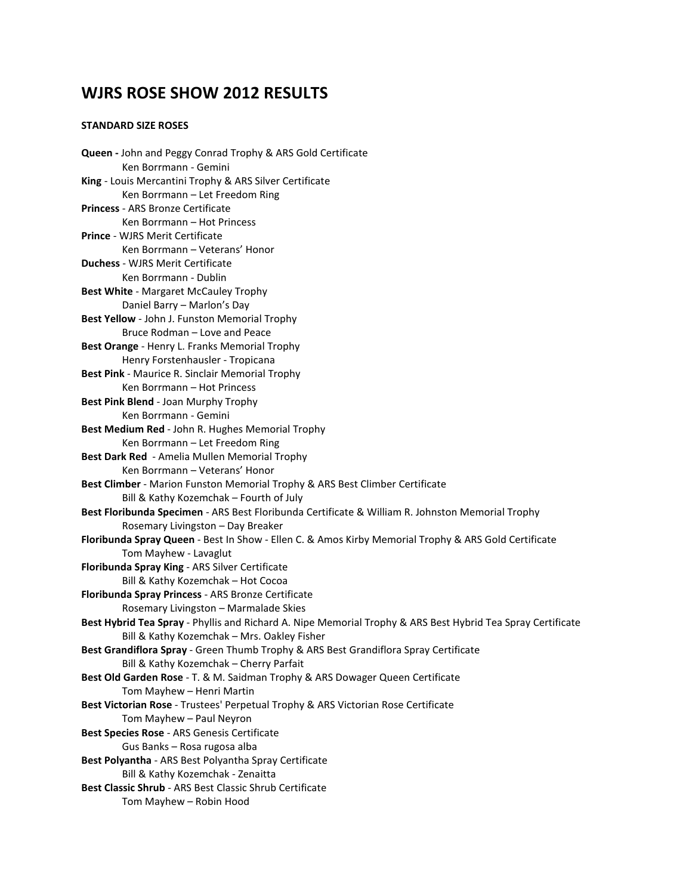# WJRS ROSE SHOW 2012 RESULTS

**STANDARD SIZE ROSES**

**Queen -** John and Peggy Conrad Trophy & ARS Gold Certificate
Ken Borrmann - Gemini

**King** - Louis Mercantini Trophy & ARS Silver Certificate
Ken Borrmann – Let Freedom Ring

**Princess** - ARS Bronze Certificate
Ken Borrmann – Hot Princess

**Prince** - WJRS Merit Certificate
Ken Borrmann – Veterans' Honor

**Duchess** - WJRS Merit Certificate
Ken Borrmann - Dublin

**Best White** - Margaret McCauley Trophy
Daniel Barry – Marlon's Day

**Best Yellow** - John J. Funston Memorial Trophy
Bruce Rodman – Love and Peace

**Best Orange** - Henry L. Franks Memorial Trophy
Henry Forstenhausler - Tropicana

**Best Pink** - Maurice R. Sinclair Memorial Trophy
Ken Borrmann – Hot Princess

**Best Pink Blend** - Joan Murphy Trophy
Ken Borrmann - Gemini

**Best Medium Red** - John R. Hughes Memorial Trophy
Ken Borrmann – Let Freedom Ring

**Best Dark Red** - Amelia Mullen Memorial Trophy
Ken Borrmann – Veterans' Honor

**Best Climber** - Marion Funston Memorial Trophy & ARS Best Climber Certificate
Bill & Kathy Kozemchak – Fourth of July

**Best Floribunda Specimen** - ARS Best Floribunda Certificate & William R. Johnston Memorial Trophy
Rosemary Livingston – Day Breaker

**Floribunda Spray Queen** - Best In Show - Ellen C. & Amos Kirby Memorial Trophy & ARS Gold Certificate
Tom Mayhew - Lavaglut

**Floribunda Spray King** - ARS Silver Certificate
Bill & Kathy Kozemchak – Hot Cocoa

**Floribunda Spray Princess** - ARS Bronze Certificate
Rosemary Livingston – Marmalade Skies

**Best Hybrid Tea Spray** - Phyllis and Richard A. Nipe Memorial Trophy & ARS Best Hybrid Tea Spray Certificate
Bill & Kathy Kozemchak – Mrs. Oakley Fisher

**Best Grandiflora Spray** - Green Thumb Trophy & ARS Best Grandiflora Spray Certificate
Bill & Kathy Kozemchak – Cherry Parfait

**Best Old Garden Rose** - T. & M. Saidman Trophy & ARS Dowager Queen Certificate
Tom Mayhew – Henri Martin

**Best Victorian Rose** - Trustees' Perpetual Trophy & ARS Victorian Rose Certificate
Tom Mayhew – Paul Neyron

**Best Species Rose** - ARS Genesis Certificate
Gus Banks – Rosa rugosa alba

**Best Polyantha** - ARS Best Polyantha Spray Certificate
Bill & Kathy Kozemchak - Zenaitta

**Best Classic Shrub** - ARS Best Classic Shrub Certificate
Tom Mayhew – Robin Hood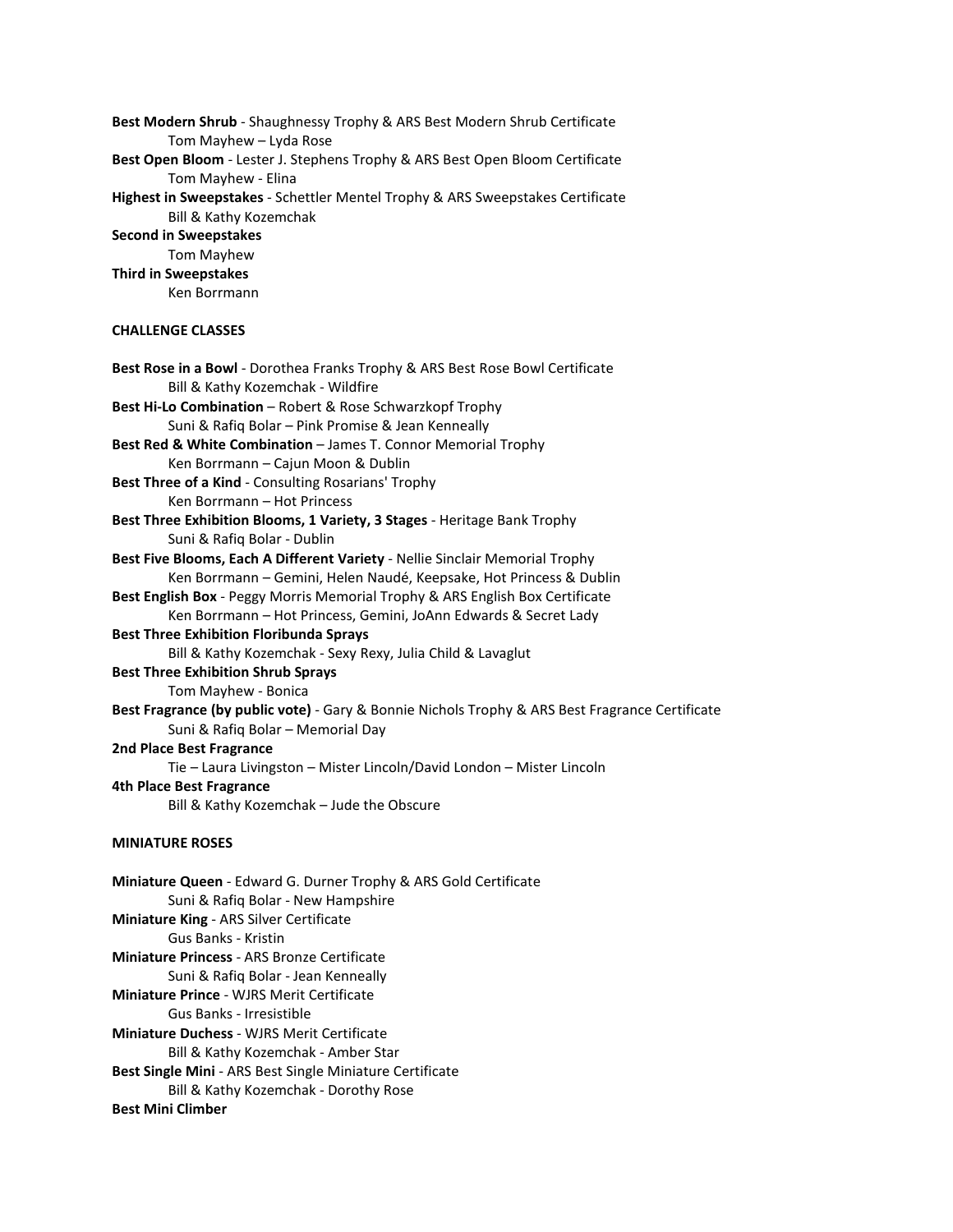**Best Modern Shrub** - Shaughnessy Trophy & ARS Best Modern Shrub Certificate
Tom Mayhew – Lyda Rose

**Best Open Bloom** - Lester J. Stephens Trophy & ARS Best Open Bloom Certificate
Tom Mayhew - Elina

**Highest in Sweepstakes** - Schettler Mentel Trophy & ARS Sweepstakes Certificate
Bill & Kathy Kozemchak

**Second in Sweepstakes**
Tom Mayhew

**Third in Sweepstakes**
Ken Borrmann

**CHALLENGE CLASSES**

**Best Rose in a Bowl** - Dorothea Franks Trophy & ARS Best Rose Bowl Certificate
Bill & Kathy Kozemchak - Wildfire

**Best Hi-Lo Combination** – Robert & Rose Schwarzkopf Trophy
Suni & Rafiq Bolar – Pink Promise & Jean Kenneally

**Best Red & White Combination** – James T. Connor Memorial Trophy
Ken Borrmann – Cajun Moon & Dublin

**Best Three of a Kind** - Consulting Rosarians' Trophy
Ken Borrmann – Hot Princess

**Best Three Exhibition Blooms, 1 Variety, 3 Stages** - Heritage Bank Trophy
Suni & Rafiq Bolar - Dublin

**Best Five Blooms, Each A Different Variety** - Nellie Sinclair Memorial Trophy
Ken Borrmann – Gemini, Helen Naudé, Keepsake, Hot Princess & Dublin

**Best English Box** - Peggy Morris Memorial Trophy & ARS English Box Certificate
Ken Borrmann – Hot Princess, Gemini, JoAnn Edwards & Secret Lady

**Best Three Exhibition Floribunda Sprays**
Bill & Kathy Kozemchak - Sexy Rexy, Julia Child & Lavaglut

**Best Three Exhibition Shrub Sprays**
Tom Mayhew - Bonica

**Best Fragrance (by public vote)** - Gary & Bonnie Nichols Trophy & ARS Best Fragrance Certificate
Suni & Rafiq Bolar – Memorial Day

**2nd Place Best Fragrance**
Tie – Laura Livingston – Mister Lincoln/David London – Mister Lincoln

**4th Place Best Fragrance**
Bill & Kathy Kozemchak – Jude the Obscure

**MINIATURE ROSES**

**Miniature Queen** - Edward G. Durner Trophy & ARS Gold Certificate
Suni & Rafiq Bolar - New Hampshire

**Miniature King** - ARS Silver Certificate
Gus Banks - Kristin

**Miniature Princess** - ARS Bronze Certificate
Suni & Rafiq Bolar - Jean Kenneally

**Miniature Prince** - WJRS Merit Certificate
Gus Banks - Irresistible

**Miniature Duchess** - WJRS Merit Certificate
Bill & Kathy Kozemchak - Amber Star

**Best Single Mini** - ARS Best Single Miniature Certificate
Bill & Kathy Kozemchak - Dorothy Rose

**Best Mini Climber**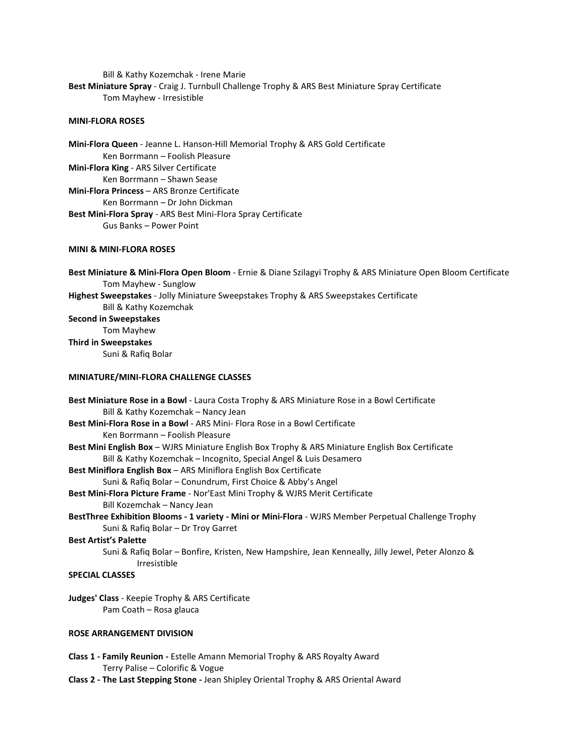Bill & Kathy Kozemchak - Irene Marie

**Best Miniature Spray** - Craig J. Turnbull Challenge Trophy & ARS Best Miniature Spray Certificate
Tom Mayhew - Irresistible

**MINI-FLORA ROSES**

**Mini-Flora Queen** - Jeanne L. Hanson-Hill Memorial Trophy & ARS Gold Certificate
Ken Borrmann – Foolish Pleasure

**Mini-Flora King** - ARS Silver Certificate
Ken Borrmann – Shawn Sease

**Mini-Flora Princess** – ARS Bronze Certificate
Ken Borrmann – Dr John Dickman

**Best Mini-Flora Spray** - ARS Best Mini-Flora Spray Certificate
Gus Banks – Power Point

**MINI & MINI-FLORA ROSES**

**Best Miniature & Mini-Flora Open Bloom** - Ernie & Diane Szilagyi Trophy & ARS Miniature Open Bloom Certificate
Tom Mayhew - Sunglow

**Highest Sweepstakes** - Jolly Miniature Sweepstakes Trophy & ARS Sweepstakes Certificate
Bill & Kathy Kozemchak

**Second in Sweepstakes**
Tom Mayhew

**Third in Sweepstakes**
Suni & Rafiq Bolar

**MINIATURE/MINI-FLORA CHALLENGE CLASSES**

**Best Miniature Rose in a Bowl** - Laura Costa Trophy & ARS Miniature Rose in a Bowl Certificate
Bill & Kathy Kozemchak – Nancy Jean

**Best Mini-Flora Rose in a Bowl** - ARS Mini- Flora Rose in a Bowl Certificate
Ken Borrmann – Foolish Pleasure

**Best Mini English Box** – WJRS Miniature English Box Trophy & ARS Miniature English Box Certificate
Bill & Kathy Kozemchak – Incognito, Special Angel & Luis Desamero

**Best Miniflora English Box** – ARS Miniflora English Box Certificate
Suni & Rafiq Bolar – Conundrum, First Choice & Abby's Angel

**Best Mini-Flora Picture Frame** - Nor'East Mini Trophy & WJRS Merit Certificate
Bill Kozemchak – Nancy Jean

**BestThree Exhibition Blooms - 1 variety - Mini or Mini-Flora** - WJRS Member Perpetual Challenge Trophy
Suni & Rafiq Bolar – Dr Troy Garret

**Best Artist's Palette**
Suni & Rafiq Bolar – Bonfire, Kristen, New Hampshire, Jean Kenneally, Jilly Jewel, Peter Alonzo & Irresistible

**SPECIAL CLASSES**

**Judges' Class** - Keepie Trophy & ARS Certificate
Pam Coath – Rosa glauca

**ROSE ARRANGEMENT DIVISION**

**Class 1 - Family Reunion -** Estelle Amann Memorial Trophy & ARS Royalty Award
Terry Palise – Colorific & Vogue

**Class 2 - The Last Stepping Stone -** Jean Shipley Oriental Trophy & ARS Oriental Award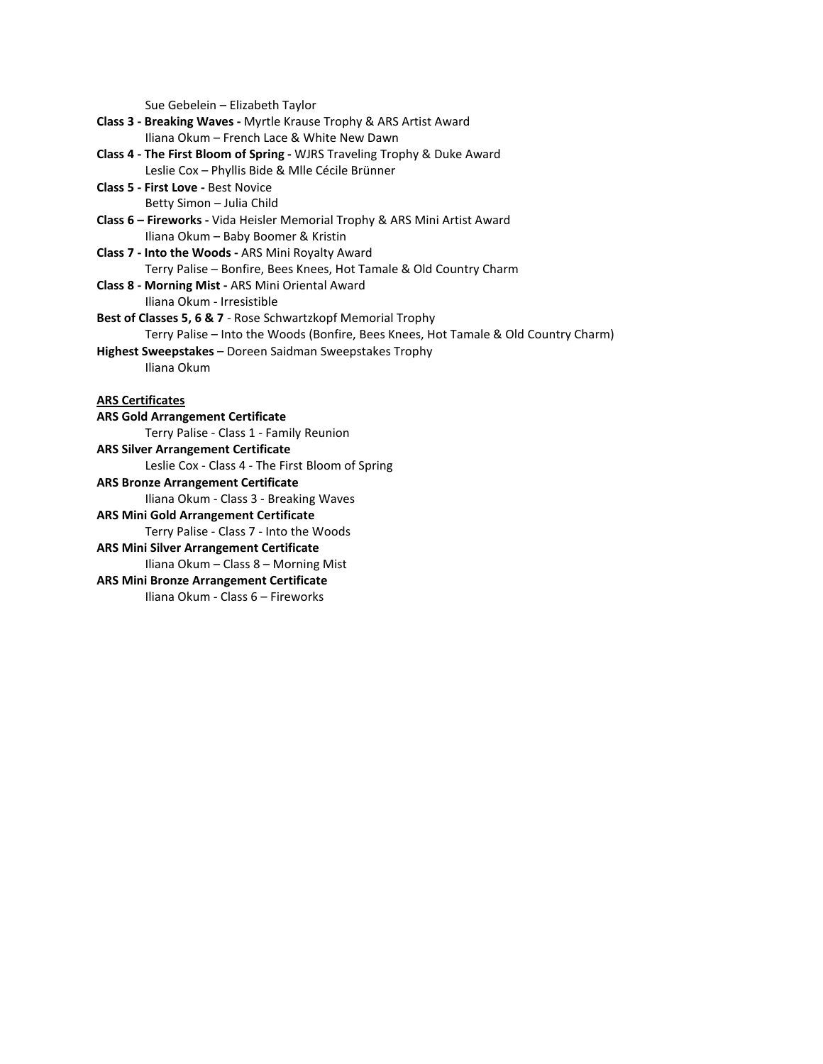Sue Gebelein – Elizabeth Taylor

**Class 3 - Breaking Waves -** Myrtle Krause Trophy & ARS Artist Award
Iliana Okum – French Lace & White New Dawn

**Class 4 - The First Bloom of Spring -** WJRS Traveling Trophy & Duke Award
Leslie Cox – Phyllis Bide & Mlle Cécile Brünner

**Class 5 - First Love -** Best Novice
Betty Simon – Julia Child

**Class 6 – Fireworks -** Vida Heisler Memorial Trophy & ARS Mini Artist Award
Iliana Okum – Baby Boomer & Kristin

**Class 7 - Into the Woods -** ARS Mini Royalty Award
Terry Palise – Bonfire, Bees Knees, Hot Tamale & Old Country Charm

**Class 8 - Morning Mist -** ARS Mini Oriental Award
Iliana Okum - Irresistible

**Best of Classes 5, 6 & 7** - Rose Schwartzkopf Memorial Trophy
Terry Palise – Into the Woods (Bonfire, Bees Knees, Hot Tamale & Old Country Charm)

**Highest Sweepstakes** – Doreen Saidman Sweepstakes Trophy
Iliana Okum

**ARS Certificates**

**ARS Gold Arrangement Certificate**
Terry Palise - Class 1 - Family Reunion

**ARS Silver Arrangement Certificate**
Leslie Cox - Class 4 - The First Bloom of Spring

**ARS Bronze Arrangement Certificate**
Iliana Okum - Class 3 - Breaking Waves

**ARS Mini Gold Arrangement Certificate**
Terry Palise - Class 7 - Into the Woods

**ARS Mini Silver Arrangement Certificate**
Iliana Okum – Class 8 – Morning Mist

**ARS Mini Bronze Arrangement Certificate**
Iliana Okum - Class 6 – Fireworks